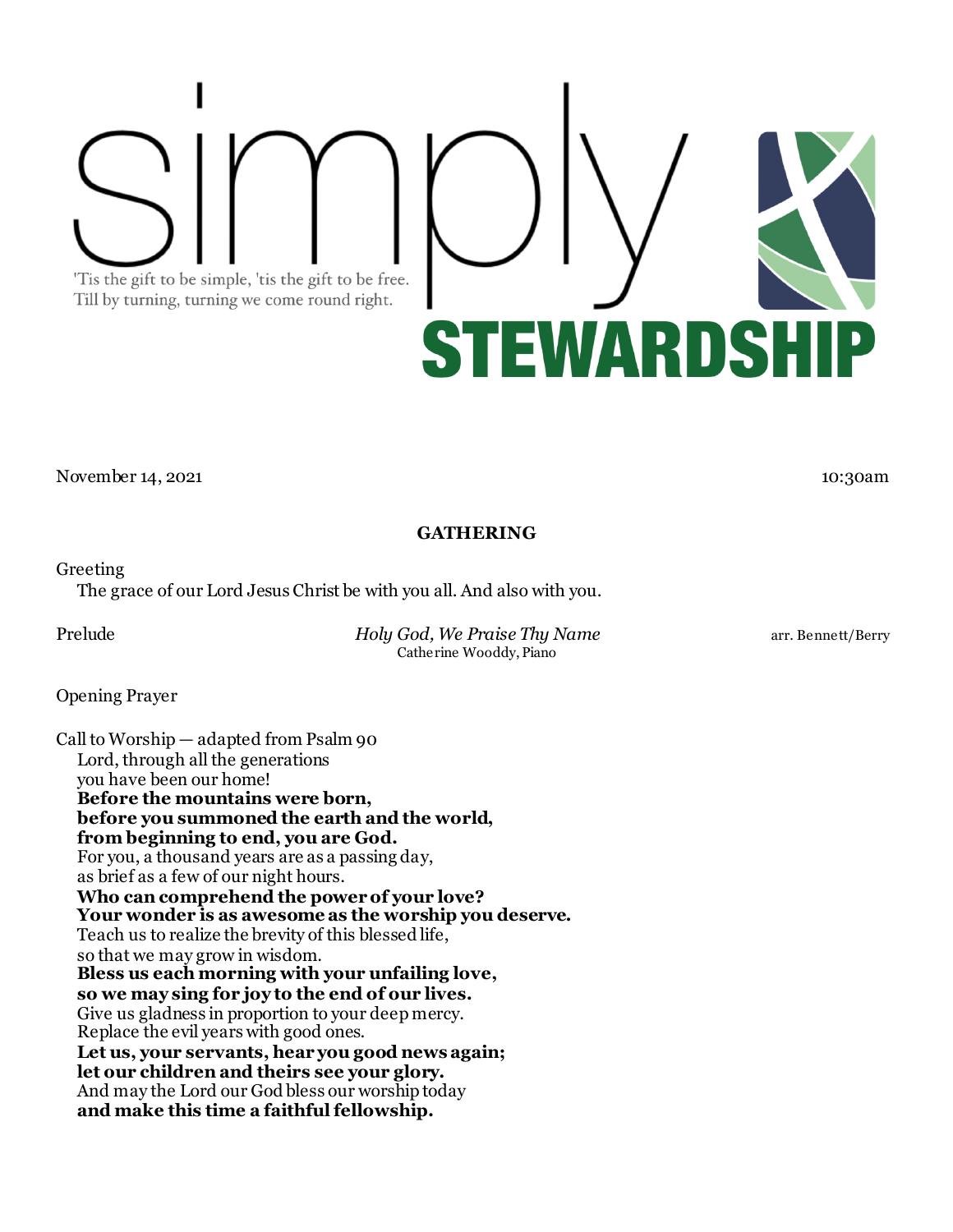# simply STEWARDSHIP

'Tis the gift to be simple, 'tis the gift to be free.
Till by turning, turning we come round right.

November 14, 2021 10:30am

## GATHERING

Greeting
The grace of our Lord Jesus Christ be with you all. And also with you.

Prelude *Holy God, We Praise Thy Name* arr. Bennett/Berry
Catherine Wooddy, Piano

Opening Prayer

Call to Worship — adapted from Psalm 90
Lord, through all the generations
you have been our home!
**Before the mountains were born,**
**before you summoned the earth and the world,**
**from beginning to end, you are God.**
For you, a thousand years are as a passing day,
as brief as a few of our night hours.
**Who can comprehend the power of your love?**
**Your wonder is as awesome as the worship you deserve.**
Teach us to realize the brevity of this blessed life,
so that we may grow in wisdom.
**Bless us each morning with your unfailing love,**
**so we may sing for joy to the end of our lives.**
Give us gladness in proportion to your deep mercy.
Replace the evil years with good ones.
**Let us, your servants, hear you good news again;**
**let our children and theirs see your glory.**
And may the Lord our God bless our worship today
**and make this time a faithful fellowship.**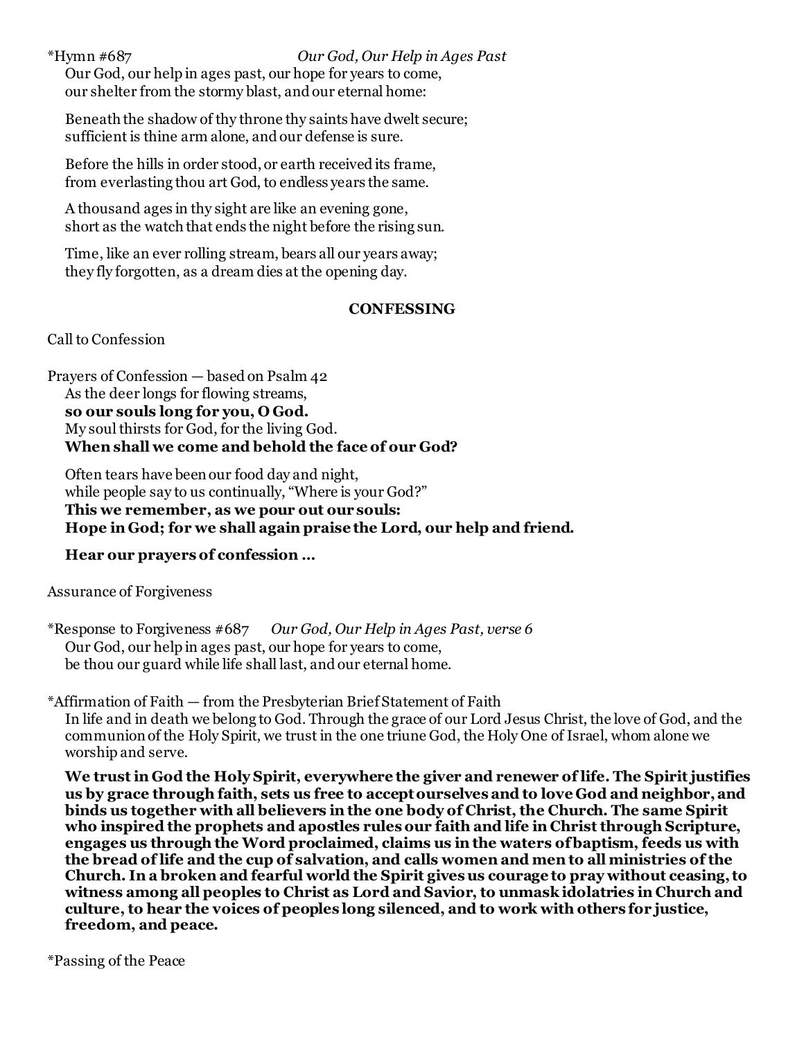*Hymn #687 *Our God, Our Help in Ages Past*

Our God, our help in ages past, our hope for years to come,
our shelter from the stormy blast, and our eternal home:

Beneath the shadow of thy throne thy saints have dwelt secure;
sufficient is thine arm alone, and our defense is sure.

Before the hills in order stood, or earth received its frame,
from everlasting thou art God, to endless years the same.

A thousand ages in thy sight are like an evening gone,
short as the watch that ends the night before the rising sun.

Time, like an ever rolling stream, bears all our years away;
they fly forgotten, as a dream dies at the opening day.

**CONFESSING**

Call to Confession

Prayers of Confession — based on Psalm 42

As the deer longs for flowing streams,
**so our souls long for you, O God.**
My soul thirsts for God, for the living God.
**When shall we come and behold the face of our God?**

Often tears have been our food day and night,
while people say to us continually, "Where is your God?"
**This we remember, as we pour out our souls:**
**Hope in God; for we shall again praise the Lord, our help and friend.**

**Hear our prayers of confession …**

Assurance of Forgiveness

*Response to Forgiveness #687 *Our God, Our Help in Ages Past, verse 6*

Our God, our help in ages past, our hope for years to come,
be thou our guard while life shall last, and our eternal home.

*Affirmation of Faith — from the Presbyterian Brief Statement of Faith

In life and in death we belong to God. Through the grace of our Lord Jesus Christ, the love of God, and the communion of the Holy Spirit, we trust in the one triune God, the Holy One of Israel, whom alone we worship and serve.

**We trust in God the Holy Spirit, everywhere the giver and renewer of life. The Spirit justifies us by grace through faith, sets us free to accept ourselves and to love God and neighbor, and binds us together with all believers in the one body of Christ, the Church. The same Spirit who inspired the prophets and apostles rules our faith and life in Christ through Scripture, engages us through the Word proclaimed, claims us in the waters of baptism, feeds us with the bread of life and the cup of salvation, and calls women and men to all ministries of the Church. In a broken and fearful world the Spirit gives us courage to pray without ceasing, to witness among all peoples to Christ as Lord and Savior, to unmask idolatries in Church and culture, to hear the voices of peoples long silenced, and to work with others for justice, freedom, and peace.**

*Passing of the Peace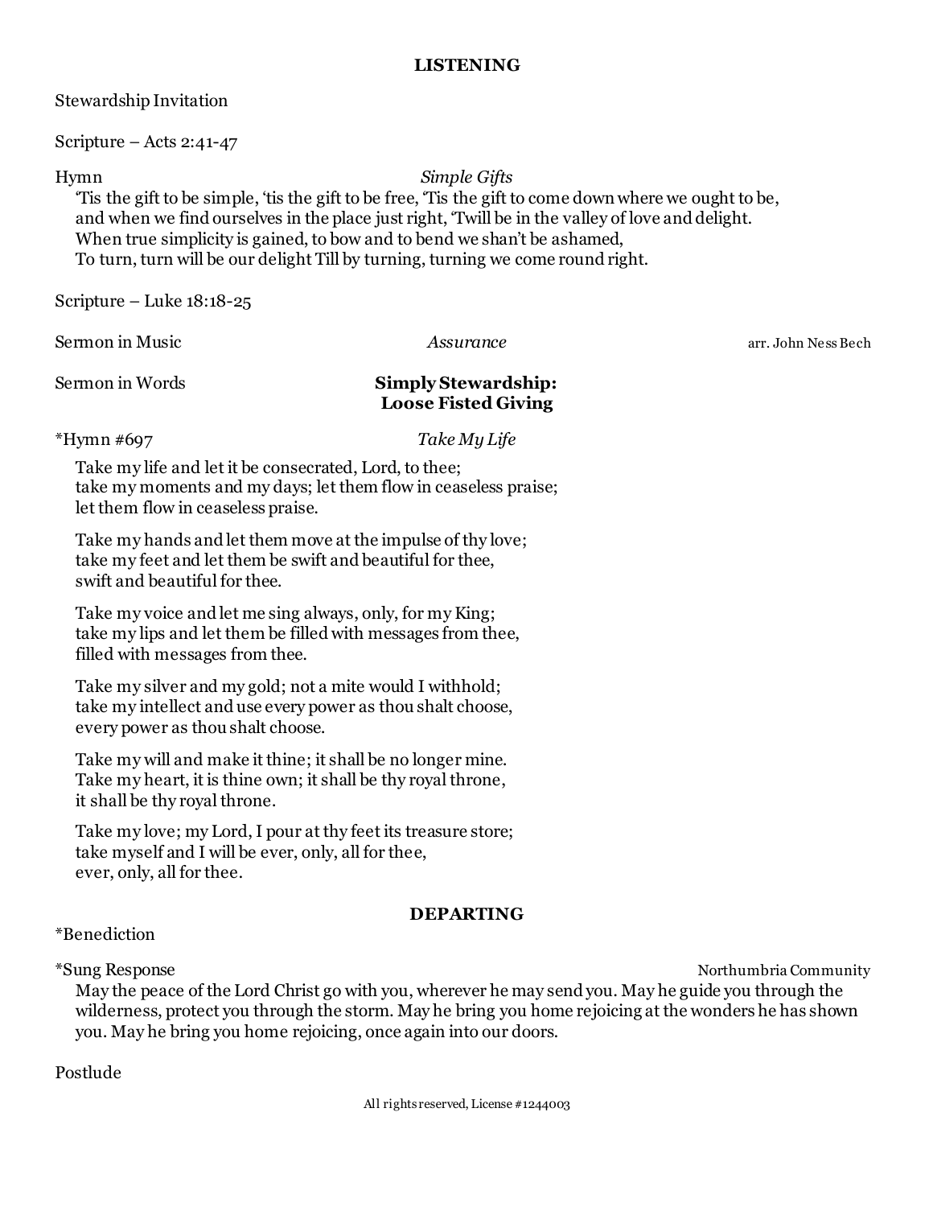## LISTENING

Stewardship Invitation

Scripture – Acts 2:41-47

Hymn *Simple Gifts*

'Tis the gift to be simple, 'tis the gift to be free, 'Tis the gift to come down where we ought to be,
and when we find ourselves in the place just right, 'Twill be in the valley of love and delight.
When true simplicity is gained, to bow and to bend we shan't be ashamed,
To turn, turn will be our delight Till by turning, turning we come round right.

Scripture – Luke 18:18-25

Sermon in Music *Assurance* arr. John Ness Bech

Sermon in Words **Simply Stewardship: Loose Fisted Giving**

*Hymn #697 *Take My Life*

Take my life and let it be consecrated, Lord, to thee;
take my moments and my days; let them flow in ceaseless praise;
let them flow in ceaseless praise.

Take my hands and let them move at the impulse of thy love;
take my feet and let them be swift and beautiful for thee,
swift and beautiful for thee.

Take my voice and let me sing always, only, for my King;
take my lips and let them be filled with messages from thee,
filled with messages from thee.

Take my silver and my gold; not a mite would I withhold;
take my intellect and use every power as thou shalt choose,
every power as thou shalt choose.

Take my will and make it thine; it shall be no longer mine.
Take my heart, it is thine own; it shall be thy royal throne,
it shall be thy royal throne.

Take my love; my Lord, I pour at thy feet its treasure store;
take myself and I will be ever, only, all for thee,
ever, only, all for thee.

## DEPARTING

*Benediction

*Sung Response Northumbria Community

May the peace of the Lord Christ go with you, wherever he may send you. May he guide you through the wilderness, protect you through the storm. May he bring you home rejoicing at the wonders he has shown you. May he bring you home rejoicing, once again into our doors.

Postlude

All rights reserved, License #1244003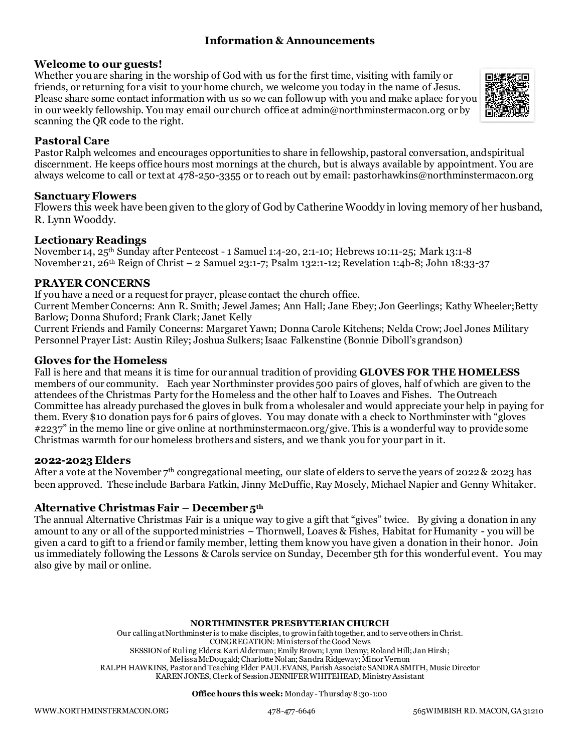## Information & Announcements

### Welcome to our guests!

Whether you are sharing in the worship of God with us for the first time, visiting with family or friends, or returning for a visit to your home church, we welcome you today in the name of Jesus. Please share some contact information with us so we can follow up with you and make a place for you in our weekly fellowship. You may email our church office at admin@northminstermacon.org or by scanning the QR code to the right.

### Pastoral Care

Pastor Ralph welcomes and encourages opportunities to share in fellowship, pastoral conversation, and spiritual discernment. He keeps office hours most mornings at the church, but is always available by appointment. You are always welcome to call or text at 478-250-3355 or to reach out by email: pastorhawkins@northminstermacon.org

### Sanctuary Flowers

Flowers this week have been given to the glory of God by Catherine Wooddy in loving memory of her husband, R. Lynn Wooddy.

### Lectionary Readings

November 14, 25th Sunday after Pentecost - 1 Samuel 1:4-20, 2:1-10; Hebrews 10:11-25; Mark 13:1-8
November 21, 26th Reign of Christ – 2 Samuel 23:1-7; Psalm 132:1-12; Revelation 1:4b-8; John 18:33-37

### PRAYER CONCERNS

If you have a need or a request for prayer, please contact the church office.
Current Member Concerns: Ann R. Smith; Jewel James; Ann Hall; Jane Ebey; Jon Geerlings; Kathy Wheeler; Betty Barlow; Donna Shuford; Frank Clark; Janet Kelly
Current Friends and Family Concerns: Margaret Yawn; Donna Carole Kitchens; Nelda Crow; Joel Jones Military Personnel Prayer List: Austin Riley; Joshua Sulkers; Isaac Falkenstine (Bonnie Diboll's grandson)

### Gloves for the Homeless

Fall is here and that means it is time for our annual tradition of providing **GLOVES FOR THE HOMELESS** members of our community. Each year Northminster provides 500 pairs of gloves, half of which are given to the attendees of the Christmas Party for the Homeless and the other half to Loaves and Fishes. The Outreach Committee has already purchased the gloves in bulk from a wholesaler and would appreciate your help in paying for them. Every $10 donation pays for 6 pairs of gloves. You may donate with a check to Northminster with "gloves #2237" in the memo line or give online at northminstermacon.org/give. This is a wonderful way to provide some Christmas warmth for our homeless brothers and sisters, and we thank you for your part in it.

### 2022-2023 Elders

After a vote at the November 7th congregational meeting, our slate of elders to serve the years of 2022 & 2023 has been approved. These include Barbara Fatkin, Jinny McDuffie, Ray Mosely, Michael Napier and Genny Whitaker.

### Alternative Christmas Fair – December 5th

The annual Alternative Christmas Fair is a unique way to give a gift that "gives" twice. By giving a donation in any amount to any or all of the supported ministries – Thornwell, Loaves & Fishes, Habitat for Humanity - you will be given a card to gift to a friend or family member, letting them know you have given a donation in their honor. Join us immediately following the Lessons & Carols service on Sunday, December 5th for this wonderful event. You may also give by mail or online.

**NORTHMINSTER PRESBYTERIAN CHURCH**

Our calling at Northminster is to make disciples, to grow in faith together, and to serve others in Christ.
CONGREGATION: Ministers of the Good News
SESSION of Ruling Elders: Kari Alderman; Emily Brown; Lynn Denny; Roland Hill; Jan Hirsh; Melissa McDougald; Charlotte Nolan; Sandra Ridgeway; Minor Vernon
RALPH HAWKINS, Pastor and Teaching Elder PAUL EVANS, Parish Associate SANDRA SMITH, Music Director
KAREN JONES, Clerk of Session JENNIFER WHITEHEAD, Ministry Assistant

**Office hours this week:** Monday - Thursday 8:30-1:00

WWW.NORTHMINSTERMACON.ORG 478-477-6646 565 WIMBISH RD. MACON, GA 31210